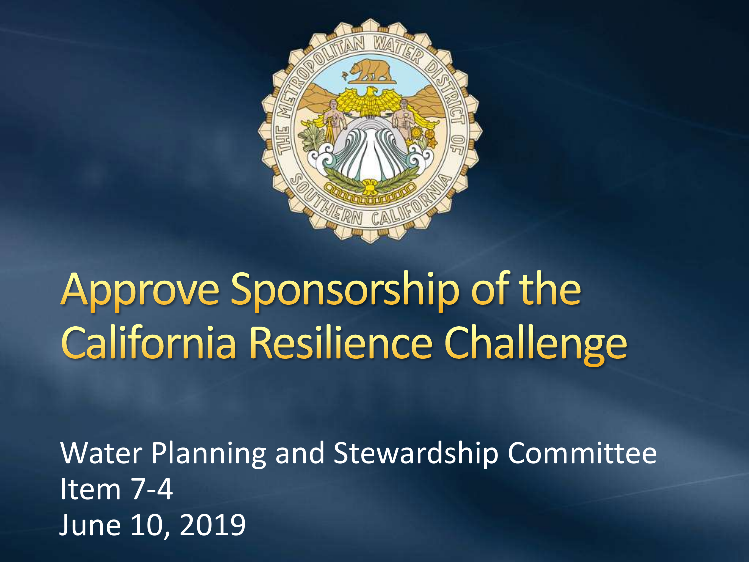# Approve Sponsorship of the California Resilience Challenge

Water Planning and Stewardship Committee
Item 7-4
June 10, 2019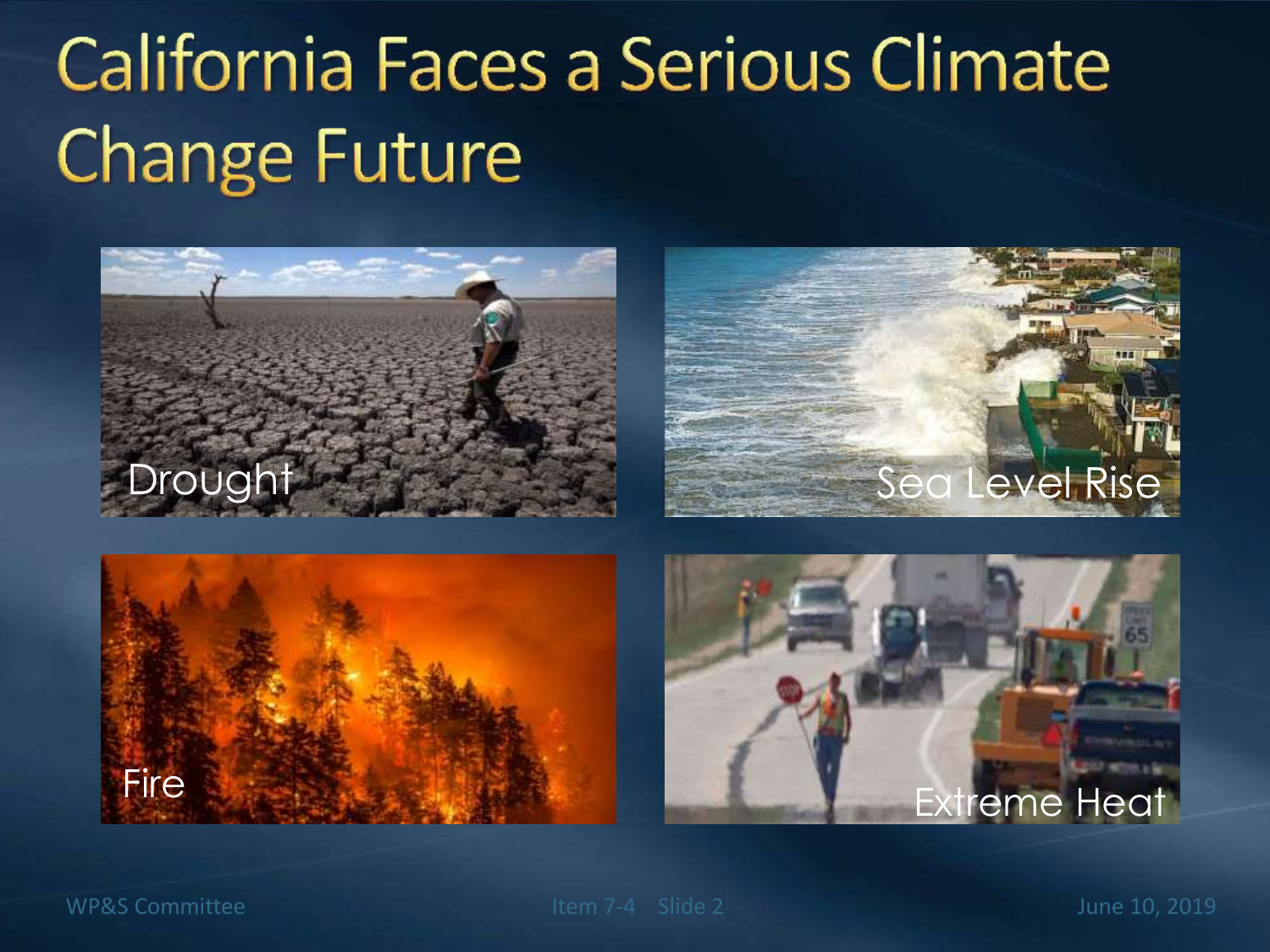# California Faces a Serious Climate Change Future

Drought

Sea Level Rise

Fire

Extreme Heat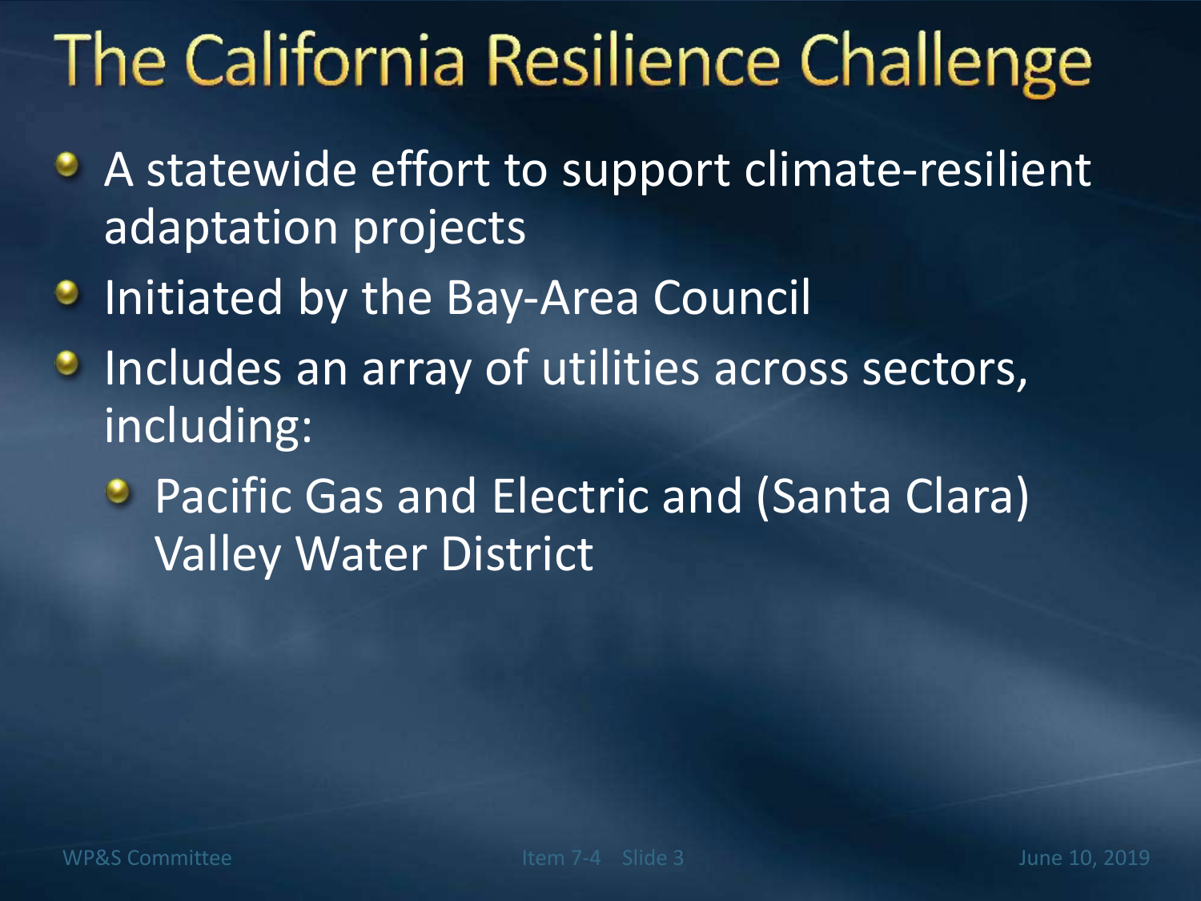# The California Resilience Challenge

- A statewide effort to support climate-resilient adaptation projects
- Initiated by the Bay-Area Council
- Includes an array of utilities across sectors, including:
  - Pacific Gas and Electric and (Santa Clara) Valley Water District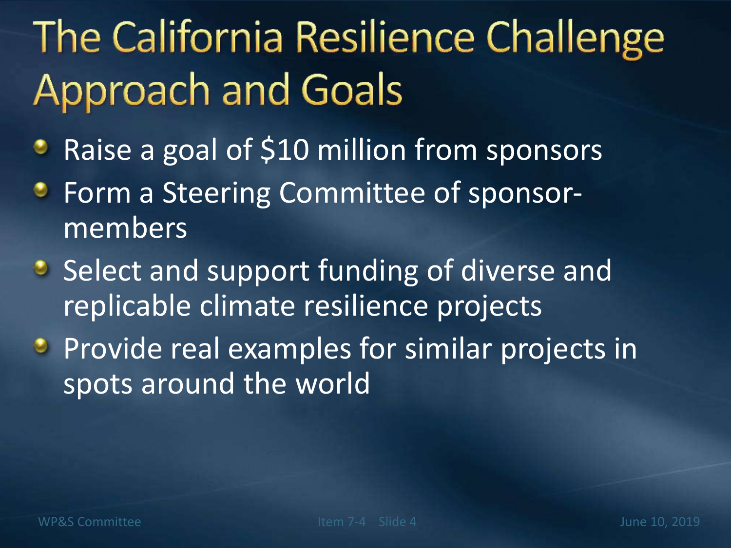# The California Resilience Challenge Approach and Goals

- Raise a goal of $10 million from sponsors
- Form a Steering Committee of sponsor-members
- Select and support funding of diverse and replicable climate resilience projects
- Provide real examples for similar projects in spots around the world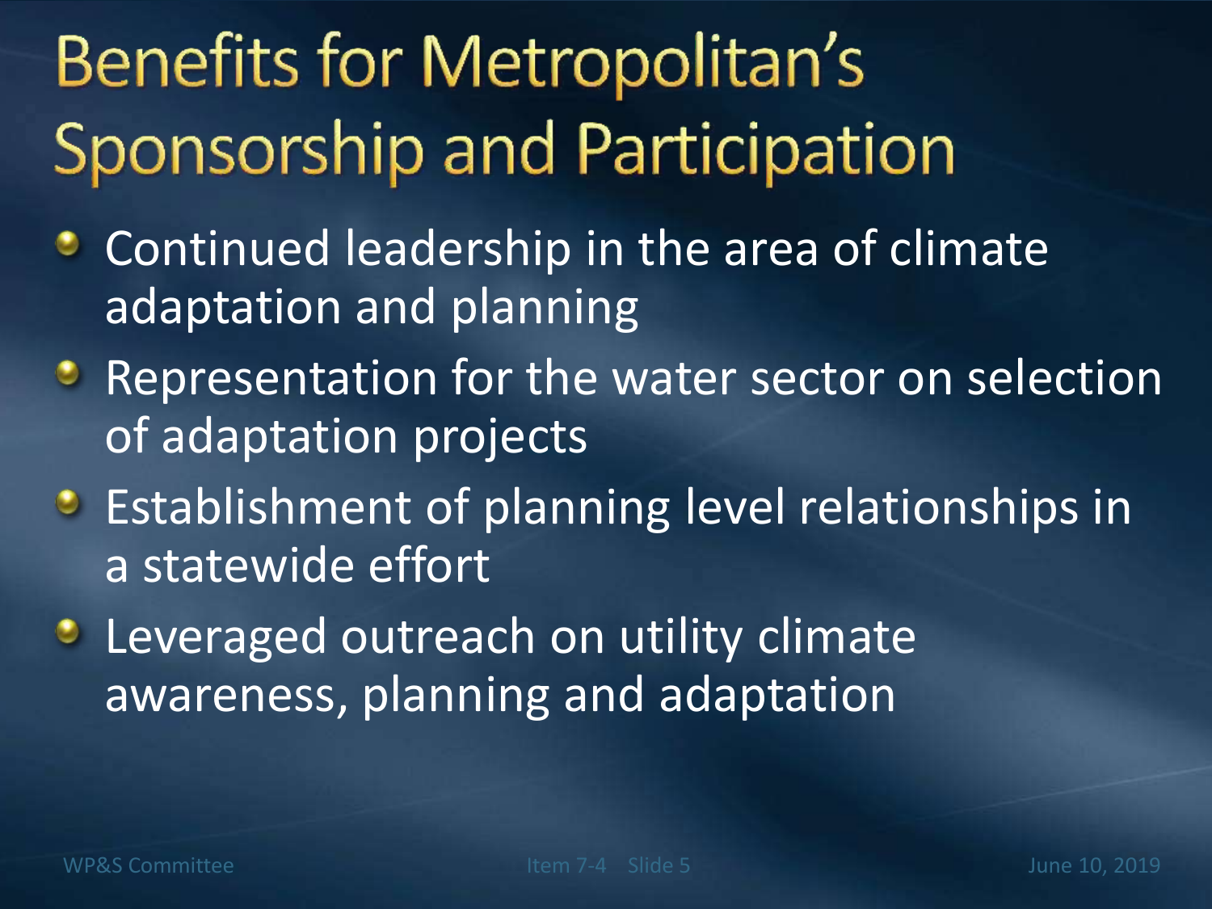# Benefits for Metropolitan's Sponsorship and Participation

- Continued leadership in the area of climate adaptation and planning
- Representation for the water sector on selection of adaptation projects
- Establishment of planning level relationships in a statewide effort
- Leveraged outreach on utility climate awareness, planning and adaptation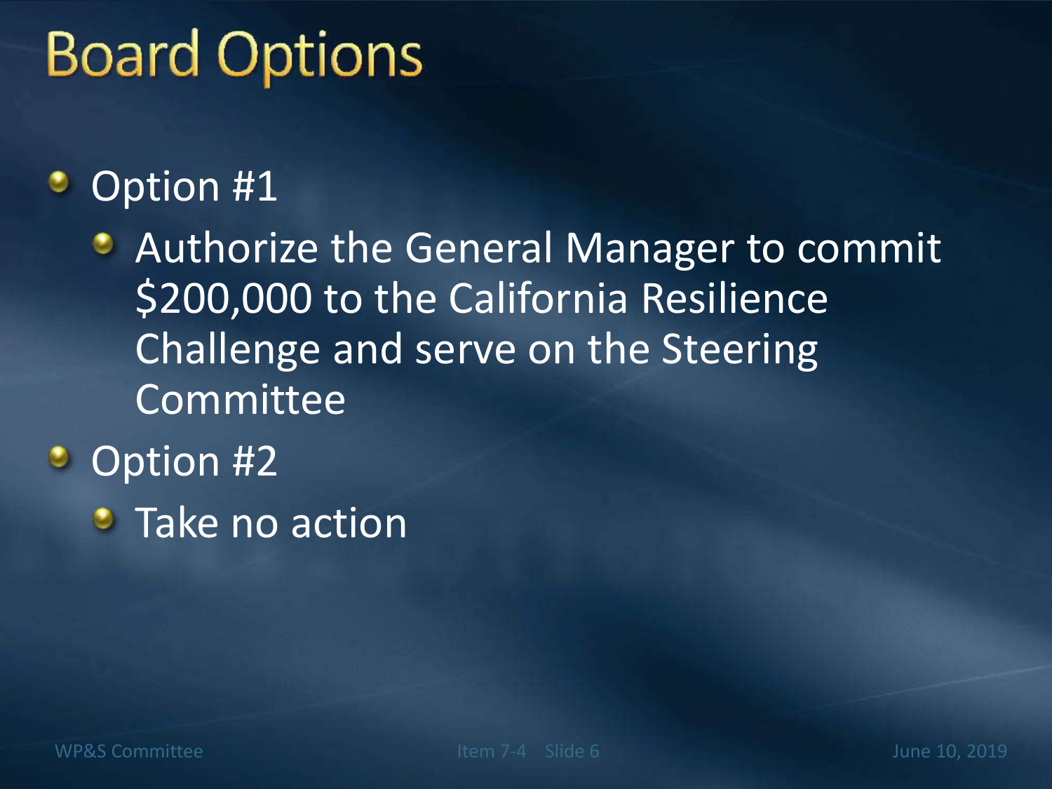# Board Options

- Option #1
  - Authorize the General Manager to commit $200,000 to the California Resilience Challenge and serve on the Steering Committee
- Option #2
  - Take no action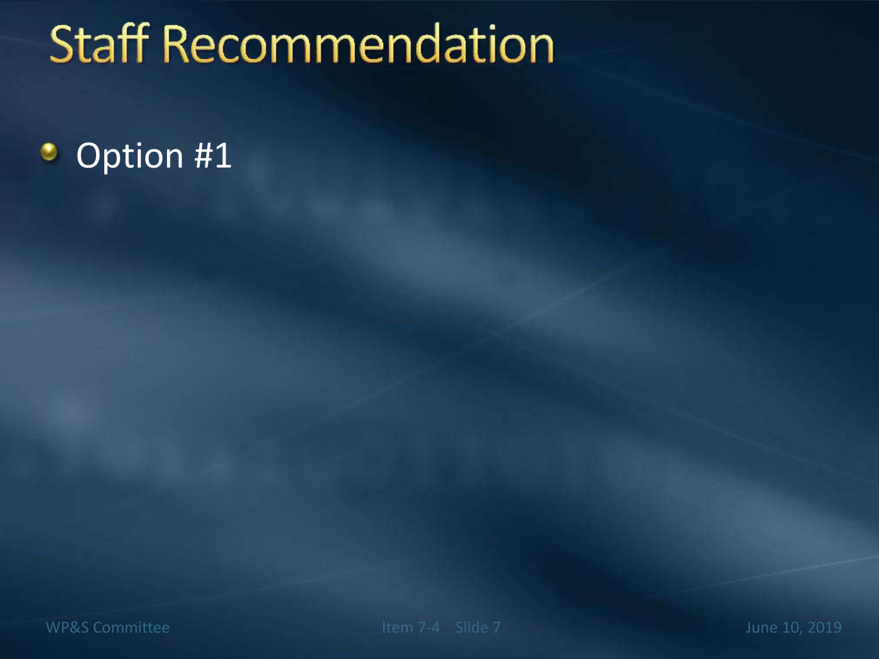# Staff Recommendation

- Option #1